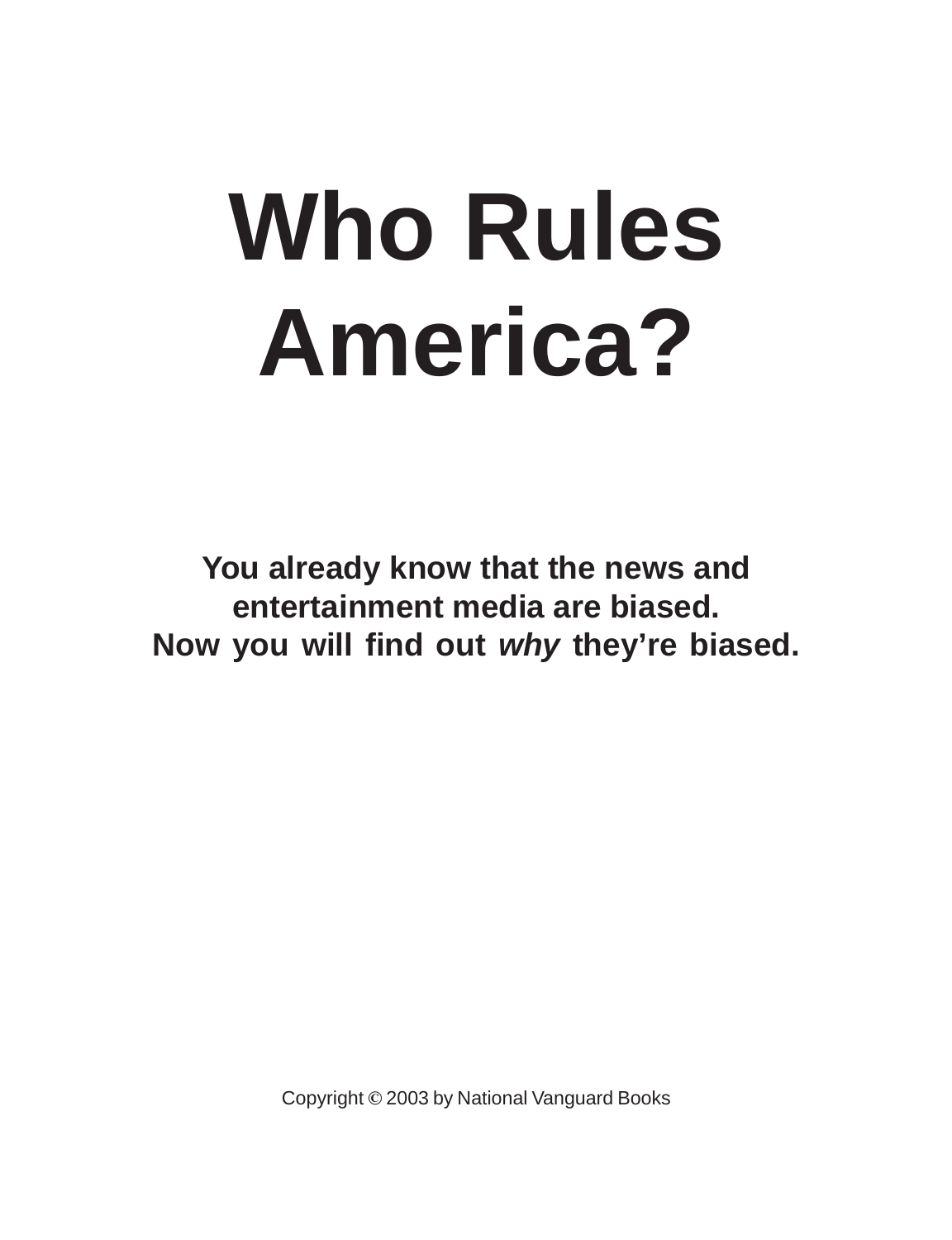# Who Rules America?

**You already know that the news and entertainment media are biased.**
**Now you will find out *why* they're biased.**

Copyright © 2003 by National Vanguard Books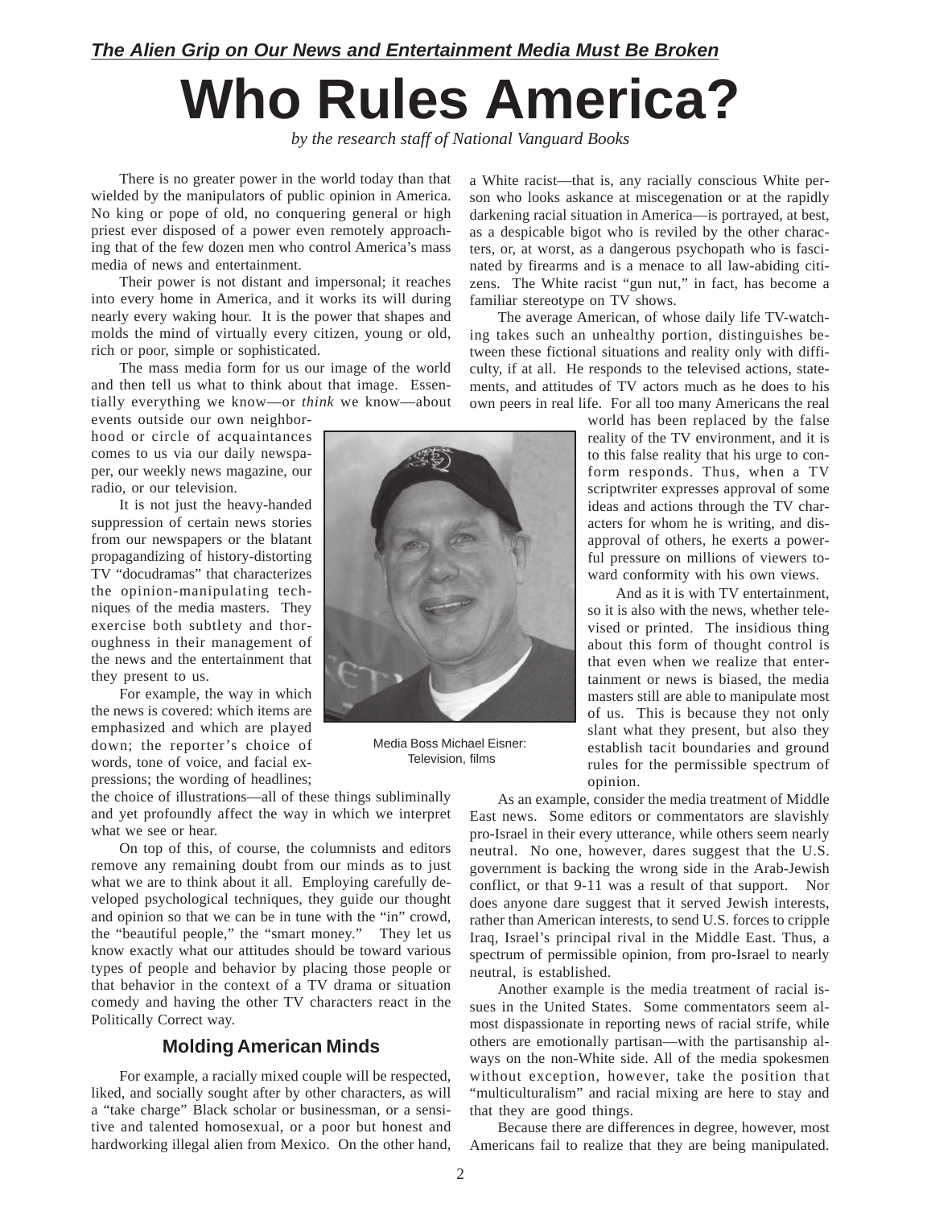***The Alien Grip on Our News and Entertainment Media Must Be Broken***

# Who Rules America?

*by the research staff of National Vanguard Books*

There is no greater power in the world today than that wielded by the manipulators of public opinion in America. No king or pope of old, no conquering general or high priest ever disposed of a power even remotely approaching that of the few dozen men who control America's mass media of news and entertainment.

Their power is not distant and impersonal; it reaches into every home in America, and it works its will during nearly every waking hour. It is the power that shapes and molds the mind of virtually every citizen, young or old, rich or poor, simple or sophisticated.

The mass media form for us our image of the world and then tell us what to think about that image. Essentially everything we know—or *think* we know—about events outside our own neighborhood or circle of acquaintances comes to us via our daily newspaper, our weekly news magazine, our radio, or our television.

It is not just the heavy-handed suppression of certain news stories from our newspapers or the blatant propagandizing of history-distorting TV "docudramas" that characterizes the opinion-manipulating techniques of the media masters. They exercise both subtlety and thoroughness in their management of the news and the entertainment that they present to us.

For example, the way in which the news is covered: which items are emphasized and which are played down; the reporter's choice of words, tone of voice, and facial expressions; the wording of headlines; the choice of illustrations—all of these things subliminally and yet profoundly affect the way in which we interpret what we see or hear.

Media Boss Michael Eisner: Television, films

On top of this, of course, the columnists and editors remove any remaining doubt from our minds as to just what we are to think about it all. Employing carefully developed psychological techniques, they guide our thought and opinion so that we can be in tune with the "in" crowd, the "beautiful people," the "smart money." They let us know exactly what our attitudes should be toward various types of people and behavior by placing those people or that behavior in the context of a TV drama or situation comedy and having the other TV characters react in the Politically Correct way.

## Molding American Minds

For example, a racially mixed couple will be respected, liked, and socially sought after by other characters, as will a "take charge" Black scholar or businessman, or a sensitive and talented homosexual, or a poor but honest and hardworking illegal alien from Mexico. On the other hand, a White racist—that is, any racially conscious White person who looks askance at miscegenation or at the rapidly darkening racial situation in America—is portrayed, at best, as a despicable bigot who is reviled by the other characters, or, at worst, as a dangerous psychopath who is fascinated by firearms and is a menace to all law-abiding citizens. The White racist "gun nut," in fact, has become a familiar stereotype on TV shows.

The average American, of whose daily life TV-watching takes such an unhealthy portion, distinguishes between these fictional situations and reality only with difficulty, if at all. He responds to the televised actions, statements, and attitudes of TV actors much as he does to his own peers in real life. For all too many Americans the real world has been replaced by the false reality of the TV environment, and it is to this false reality that his urge to conform responds. Thus, when a TV scriptwriter expresses approval of some ideas and actions through the TV characters for whom he is writing, and disapproval of others, he exerts a powerful pressure on millions of viewers toward conformity with his own views.

And as it is with TV entertainment, so it is also with the news, whether televised or printed. The insidious thing about this form of thought control is that even when we realize that entertainment or news is biased, the media masters still are able to manipulate most of us. This is because they not only slant what they present, but also they establish tacit boundaries and ground rules for the permissible spectrum of opinion.

As an example, consider the media treatment of Middle East news. Some editors or commentators are slavishly pro-Israel in their every utterance, while others seem nearly neutral. No one, however, dares suggest that the U.S. government is backing the wrong side in the Arab-Jewish conflict, or that 9-11 was a result of that support. Nor does anyone dare suggest that it served Jewish interests, rather than American interests, to send U.S. forces to cripple Iraq, Israel's principal rival in the Middle East. Thus, a spectrum of permissible opinion, from pro-Israel to nearly neutral, is established.

Another example is the media treatment of racial issues in the United States. Some commentators seem almost dispassionate in reporting news of racial strife, while others are emotionally partisan—with the partisanship always on the non-White side. All of the media spokesmen without exception, however, take the position that "multiculturalism" and racial mixing are here to stay and that they are good things.

Because there are differences in degree, however, most Americans fail to realize that they are being manipulated.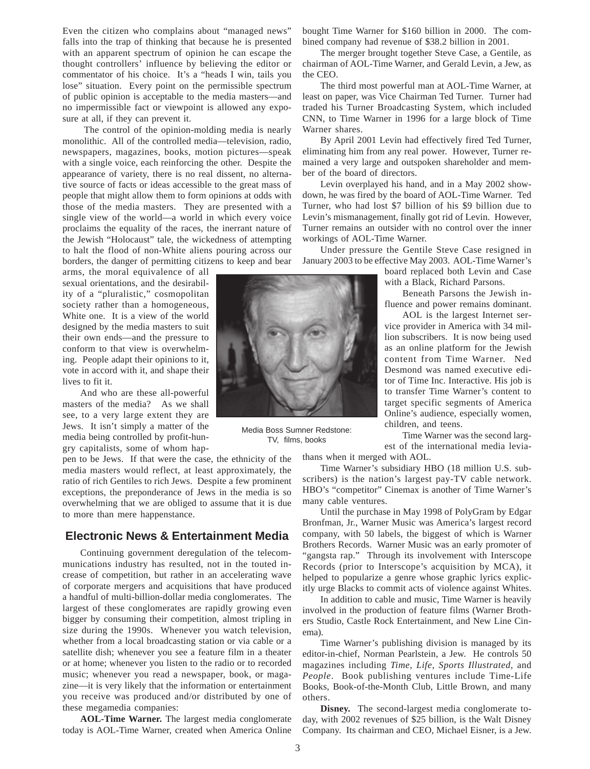Even the citizen who complains about "managed news" falls into the trap of thinking that because he is presented with an apparent spectrum of opinion he can escape the thought controllers' influence by believing the editor or commentator of his choice. It's a "heads I win, tails you lose" situation. Every point on the permissible spectrum of public opinion is acceptable to the media masters—and no impermissible fact or viewpoint is allowed any exposure at all, if they can prevent it.

The control of the opinion-molding media is nearly monolithic. All of the controlled media—television, radio, newspapers, magazines, books, motion pictures—speak with a single voice, each reinforcing the other. Despite the appearance of variety, there is no real dissent, no alternative source of facts or ideas accessible to the great mass of people that might allow them to form opinions at odds with those of the media masters. They are presented with a single view of the world—a world in which every voice proclaims the equality of the races, the inerrant nature of the Jewish "Holocaust" tale, the wickedness of attempting to halt the flood of non-White aliens pouring across our borders, the danger of permitting citizens to keep and bear arms, the moral equivalence of all sexual orientations, and the desirability of a "pluralistic," cosmopolitan society rather than a homogeneous, White one. It is a view of the world designed by the media masters to suit their own ends—and the pressure to conform to that view is overwhelming. People adapt their opinions to it, vote in accord with it, and shape their lives to fit it.

And who are these all-powerful masters of the media? As we shall see, to a very large extent they are Jews. It isn't simply a matter of the media being controlled by profit-hungry capitalists, some of whom happen to be Jews. If that were the case, the ethnicity of the media masters would reflect, at least approximately, the ratio of rich Gentiles to rich Jews. Despite a few prominent exceptions, the preponderance of Jews in the media is so overwhelming that we are obliged to assume that it is due to more than mere happenstance.

Media Boss Sumner Redstone: TV, films, books

## Electronic News & Entertainment Media

Continuing government deregulation of the telecommunications industry has resulted, not in the touted increase of competition, but rather in an accelerating wave of corporate mergers and acquisitions that have produced a handful of multi-billion-dollar media conglomerates. The largest of these conglomerates are rapidly growing even bigger by consuming their competition, almost tripling in size during the 1990s. Whenever you watch television, whether from a local broadcasting station or via cable or a satellite dish; whenever you see a feature film in a theater or at home; whenever you listen to the radio or to recorded music; whenever you read a newspaper, book, or magazine—it is very likely that the information or entertainment you receive was produced and/or distributed by one of these megamedia companies:

**AOL-Time Warner.** The largest media conglomerate today is AOL-Time Warner, created when America Online bought Time Warner for $160 billion in 2000. The combined company had revenue of $38.2 billion in 2001.

The merger brought together Steve Case, a Gentile, as chairman of AOL-Time Warner, and Gerald Levin, a Jew, as the CEO.

The third most powerful man at AOL-Time Warner, at least on paper, was Vice Chairman Ted Turner. Turner had traded his Turner Broadcasting System, which included CNN, to Time Warner in 1996 for a large block of Time Warner shares.

By April 2001 Levin had effectively fired Ted Turner, eliminating him from any real power. However, Turner remained a very large and outspoken shareholder and member of the board of directors.

Levin overplayed his hand, and in a May 2002 showdown, he was fired by the board of AOL-Time Warner. Ted Turner, who had lost $7 billion of his $9 billion due to Levin's mismanagement, finally got rid of Levin. However, Turner remains an outsider with no control over the inner workings of AOL-Time Warner.

Under pressure the Gentile Steve Case resigned in January 2003 to be effective May 2003. AOL-Time Warner's board replaced both Levin and Case with a Black, Richard Parsons.

Beneath Parsons the Jewish influence and power remains dominant.

AOL is the largest Internet service provider in America with 34 million subscribers. It is now being used as an online platform for the Jewish content from Time Warner. Ned Desmond was named executive editor of Time Inc. Interactive. His job is to transfer Time Warner's content to target specific segments of America Online's audience, especially women, children, and teens.

Time Warner was the second largest of the international media leviathans when it merged with AOL.

Time Warner's subsidiary HBO (18 million U.S. subscribers) is the nation's largest pay-TV cable network. HBO's "competitor" Cinemax is another of Time Warner's many cable ventures.

Until the purchase in May 1998 of PolyGram by Edgar Bronfman, Jr., Warner Music was America's largest record company, with 50 labels, the biggest of which is Warner Brothers Records. Warner Music was an early promoter of "gangsta rap." Through its involvement with Interscope Records (prior to Interscope's acquisition by MCA), it helped to popularize a genre whose graphic lyrics explicitly urge Blacks to commit acts of violence against Whites.

In addition to cable and music, Time Warner is heavily involved in the production of feature films (Warner Brothers Studio, Castle Rock Entertainment, and New Line Cinema).

Time Warner's publishing division is managed by its editor-in-chief, Norman Pearlstein, a Jew. He controls 50 magazines including *Time*, *Life*, *Sports Illustrated*, and *People*. Book publishing ventures include Time-Life Books, Book-of-the-Month Club, Little Brown, and many others.

**Disney.** The second-largest media conglomerate today, with 2002 revenues of $25 billion, is the Walt Disney Company. Its chairman and CEO, Michael Eisner, is a Jew.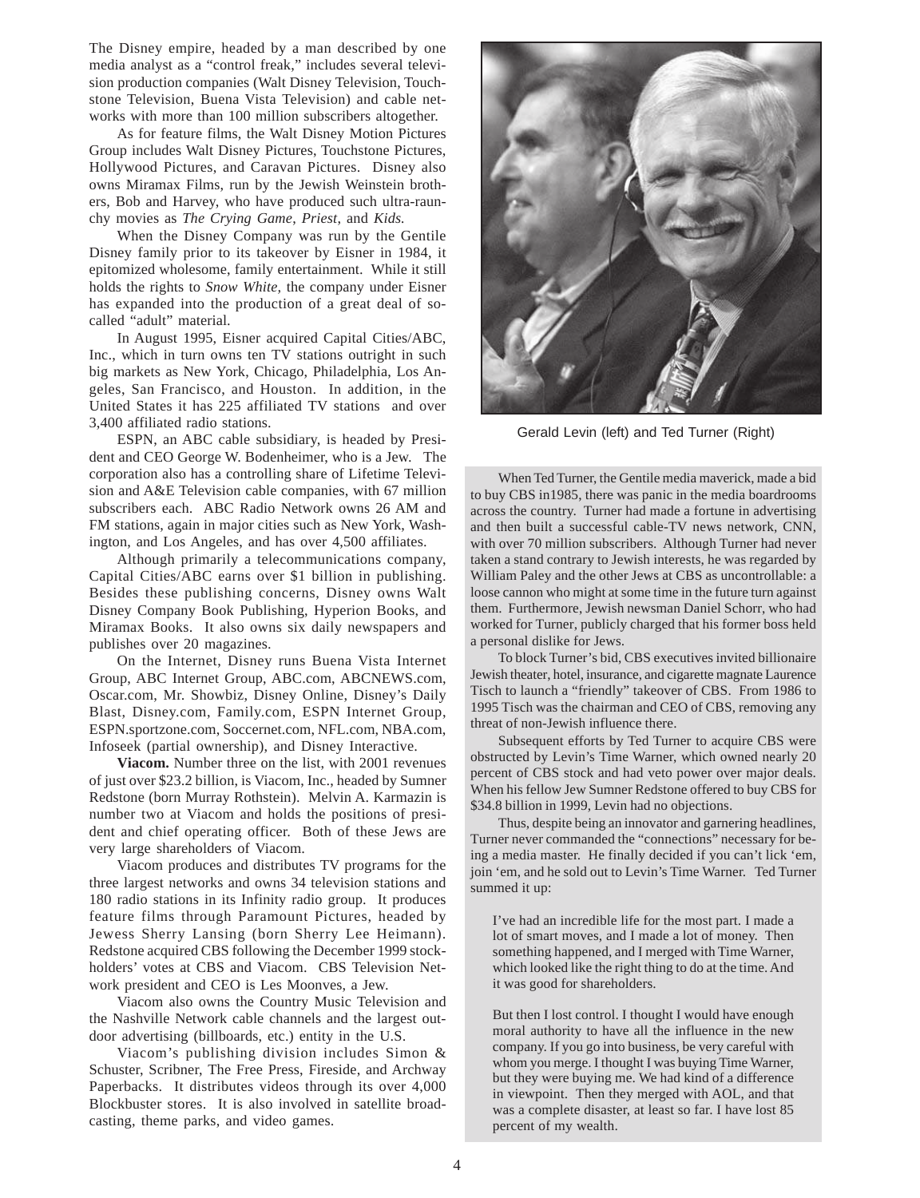The Disney empire, headed by a man described by one media analyst as a "control freak," includes several television production companies (Walt Disney Television, Touchstone Television, Buena Vista Television) and cable networks with more than 100 million subscribers altogether.

As for feature films, the Walt Disney Motion Pictures Group includes Walt Disney Pictures, Touchstone Pictures, Hollywood Pictures, and Caravan Pictures. Disney also owns Miramax Films, run by the Jewish Weinstein brothers, Bob and Harvey, who have produced such ultra-raunchy movies as *The Crying Game*, *Priest*, and *Kids.*

When the Disney Company was run by the Gentile Disney family prior to its takeover by Eisner in 1984, it epitomized wholesome, family entertainment. While it still holds the rights to *Snow White*, the company under Eisner has expanded into the production of a great deal of so-called "adult" material.

In August 1995, Eisner acquired Capital Cities/ABC, Inc., which in turn owns ten TV stations outright in such big markets as New York, Chicago, Philadelphia, Los Angeles, San Francisco, and Houston. In addition, in the United States it has 225 affiliated TV stations and over 3,400 affiliated radio stations.

ESPN, an ABC cable subsidiary, is headed by President and CEO George W. Bodenheimer, who is a Jew. The corporation also has a controlling share of Lifetime Television and A&E Television cable companies, with 67 million subscribers each. ABC Radio Network owns 26 AM and FM stations, again in major cities such as New York, Washington, and Los Angeles, and has over 4,500 affiliates.

Although primarily a telecommunications company, Capital Cities/ABC earns over $1 billion in publishing. Besides these publishing concerns, Disney owns Walt Disney Company Book Publishing, Hyperion Books, and Miramax Books. It also owns six daily newspapers and publishes over 20 magazines.

On the Internet, Disney runs Buena Vista Internet Group, ABC Internet Group, ABC.com, ABCNEWS.com, Oscar.com, Mr. Showbiz, Disney Online, Disney's Daily Blast, Disney.com, Family.com, ESPN Internet Group, ESPN.sportzone.com, Soccernet.com, NFL.com, NBA.com, Infoseek (partial ownership), and Disney Interactive.

**Viacom.** Number three on the list, with 2001 revenues of just over $23.2 billion, is Viacom, Inc., headed by Sumner Redstone (born Murray Rothstein). Melvin A. Karmazin is number two at Viacom and holds the positions of president and chief operating officer. Both of these Jews are very large shareholders of Viacom.

Viacom produces and distributes TV programs for the three largest networks and owns 34 television stations and 180 radio stations in its Infinity radio group. It produces feature films through Paramount Pictures, headed by Jewess Sherry Lansing (born Sherry Lee Heimann). Redstone acquired CBS following the December 1999 stockholders' votes at CBS and Viacom. CBS Television Network president and CEO is Les Moonves, a Jew.

Viacom also owns the Country Music Television and the Nashville Network cable channels and the largest outdoor advertising (billboards, etc.) entity in the U.S.

Viacom's publishing division includes Simon & Schuster, Scribner, The Free Press, Fireside, and Archway Paperbacks. It distributes videos through its over 4,000 Blockbuster stores. It is also involved in satellite broadcasting, theme parks, and video games.

Gerald Levin (left) and Ted Turner (Right)

When Ted Turner, the Gentile media maverick, made a bid to buy CBS in1985, there was panic in the media boardrooms across the country. Turner had made a fortune in advertising and then built a successful cable-TV news network, CNN, with over 70 million subscribers. Although Turner had never taken a stand contrary to Jewish interests, he was regarded by William Paley and the other Jews at CBS as uncontrollable: a loose cannon who might at some time in the future turn against them. Furthermore, Jewish newsman Daniel Schorr, who had worked for Turner, publicly charged that his former boss held a personal dislike for Jews.

To block Turner's bid, CBS executives invited billionaire Jewish theater, hotel, insurance, and cigarette magnate Laurence Tisch to launch a "friendly" takeover of CBS. From 1986 to 1995 Tisch was the chairman and CEO of CBS, removing any threat of non-Jewish influence there.

Subsequent efforts by Ted Turner to acquire CBS were obstructed by Levin's Time Warner, which owned nearly 20 percent of CBS stock and had veto power over major deals. When his fellow Jew Sumner Redstone offered to buy CBS for $34.8 billion in 1999, Levin had no objections.

Thus, despite being an innovator and garnering headlines, Turner never commanded the "connections" necessary for being a media master. He finally decided if you can't lick 'em, join 'em, and he sold out to Levin's Time Warner. Ted Turner summed it up:

> I've had an incredible life for the most part. I made a lot of smart moves, and I made a lot of money. Then something happened, and I merged with Time Warner, which looked like the right thing to do at the time. And it was good for shareholders.
>
> But then I lost control. I thought I would have enough moral authority to have all the influence in the new company. If you go into business, be very careful with whom you merge. I thought I was buying Time Warner, but they were buying me. We had kind of a difference in viewpoint. Then they merged with AOL, and that was a complete disaster, at least so far. I have lost 85 percent of my wealth.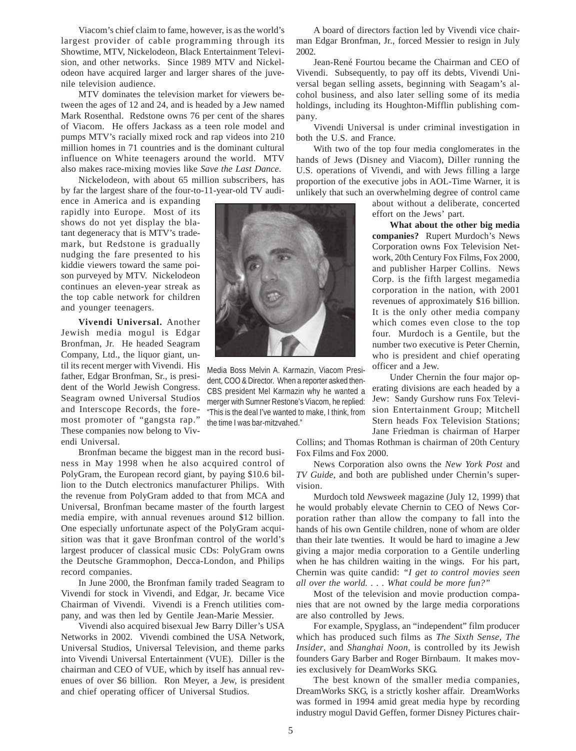Viacom's chief claim to fame, however, is as the world's largest provider of cable programming through its Showtime, MTV, Nickelodeon, Black Entertainment Television, and other networks. Since 1989 MTV and Nickelodeon have acquired larger and larger shares of the juvenile television audience.

MTV dominates the television market for viewers between the ages of 12 and 24, and is headed by a Jew named Mark Rosenthal. Redstone owns 76 per cent of the shares of Viacom. He offers Jackass as a teen role model and pumps MTV's racially mixed rock and rap videos into 210 million homes in 71 countries and is the dominant cultural influence on White teenagers around the world. MTV also makes race-mixing movies like *Save the Last Dance*.

Nickelodeon, with about 65 million subscribers, has by far the largest share of the four-to-11-year-old TV audience in America and is expanding rapidly into Europe. Most of its shows do not yet display the blatant degeneracy that is MTV's trademark, but Redstone is gradually nudging the fare presented to his kiddie viewers toward the same poison purveyed by MTV. Nickelodeon continues an eleven-year streak as the top cable network for children and younger teenagers.

**Vivendi Universal.** Another Jewish media mogul is Edgar Bronfman, Jr. He headed Seagram Company, Ltd., the liquor giant, until its recent merger with Vivendi. His father, Edgar Bronfman, Sr., is president of the World Jewish Congress. Seagram owned Universal Studios and Interscope Records, the foremost promoter of "gangsta rap." These companies now belong to Vivendi Universal.

Media Boss Melvin A. Karmazin, Viacom President, COO & Director. When a reporter asked then-CBS president Mel Karmazin why he wanted a merger with Sumner Restone's Viacom, he replied: "This is the deal I've wanted to make, I think, from the time I was bar-mitzvahed."

Bronfman became the biggest man in the record business in May 1998 when he also acquired control of PolyGram, the European record giant, by paying $10.6 billion to the Dutch electronics manufacturer Philips. With the revenue from PolyGram added to that from MCA and Universal, Bronfman became master of the fourth largest media empire, with annual revenues around $12 billion. One especially unfortunate aspect of the PolyGram acquisition was that it gave Bronfman control of the world's largest producer of classical music CDs: PolyGram owns the Deutsche Grammophon, Decca-London, and Philips record companies.

In June 2000, the Bronfman family traded Seagram to Vivendi for stock in Vivendi, and Edgar, Jr. became Vice Chairman of Vivendi. Vivendi is a French utilities company, and was then led by Gentile Jean-Marie Messier.

Vivendi also acquired bisexual Jew Barry Diller's USA Networks in 2002. Vivendi combined the USA Network, Universal Studios, Universal Television, and theme parks into Vivendi Universal Entertainment (VUE). Diller is the chairman and CEO of VUE, which by itself has annual revenues of over $6 billion. Ron Meyer, a Jew, is president and chief operating officer of Universal Studios.

A board of directors faction led by Vivendi vice chairman Edgar Bronfman, Jr., forced Messier to resign in July 2002.

Jean-René Fourtou became the Chairman and CEO of Vivendi. Subsequently, to pay off its debts, Vivendi Universal began selling assets, beginning with Seagam's alcohol business, and also later selling some of its media holdings, including its Houghton-Mifflin publishing company.

Vivendi Universal is under criminal investigation in both the U.S. and France.

With two of the top four media conglomerates in the hands of Jews (Disney and Viacom), Diller running the U.S. operations of Vivendi, and with Jews filling a large proportion of the executive jobs in AOL-Time Warner, it is unlikely that such an overwhelming degree of control came about without a deliberate, concerted effort on the Jews' part.

**What about the other big media companies?** Rupert Murdoch's News Corporation owns Fox Television Network, 20th Century Fox Films, Fox 2000, and publisher Harper Collins. News Corp. is the fifth largest megamedia corporation in the nation, with 2001 revenues of approximately $16 billion. It is the only other media company which comes even close to the top four. Murdoch is a Gentile, but the number two executive is Peter Chernin, who is president and chief operating officer and a Jew.

Under Chernin the four major operating divisions are each headed by a Jew: Sandy Gurshow runs Fox Television Entertainment Group; Mitchell Stern heads Fox Television Stations; Jane Friedman is chairman of Harper Collins; and Thomas Rothman is chairman of 20th Century Fox Films and Fox 2000.

News Corporation also owns the *New York Post* and *TV Guide*, and both are published under Chernin's supervision.

Murdoch told *Newsweek* magazine (July 12, 1999) that he would probably elevate Chernin to CEO of News Corporation rather than allow the company to fall into the hands of his own Gentile children, none of whom are older than their late twenties. It would be hard to imagine a Jew giving a major media corporation to a Gentile underling when he has children waiting in the wings. For his part, Chernin was quite candid: *"I get to control movies seen all over the world. . . . What could be more fun?"*

Most of the television and movie production companies that are not owned by the large media corporations are also controlled by Jews.

For example, Spyglass, an "independent" film producer which has produced such films as *The Sixth Sense, The Insider*, and *Shanghai Noon,* is controlled by its Jewish founders Gary Barber and Roger Birnbaum. It makes movies exclusively for DeamWorks SKG.

The best known of the smaller media companies, DreamWorks SKG, is a strictly kosher affair. DreamWorks was formed in 1994 amid great media hype by recording industry mogul David Geffen, former Disney Pictures chair-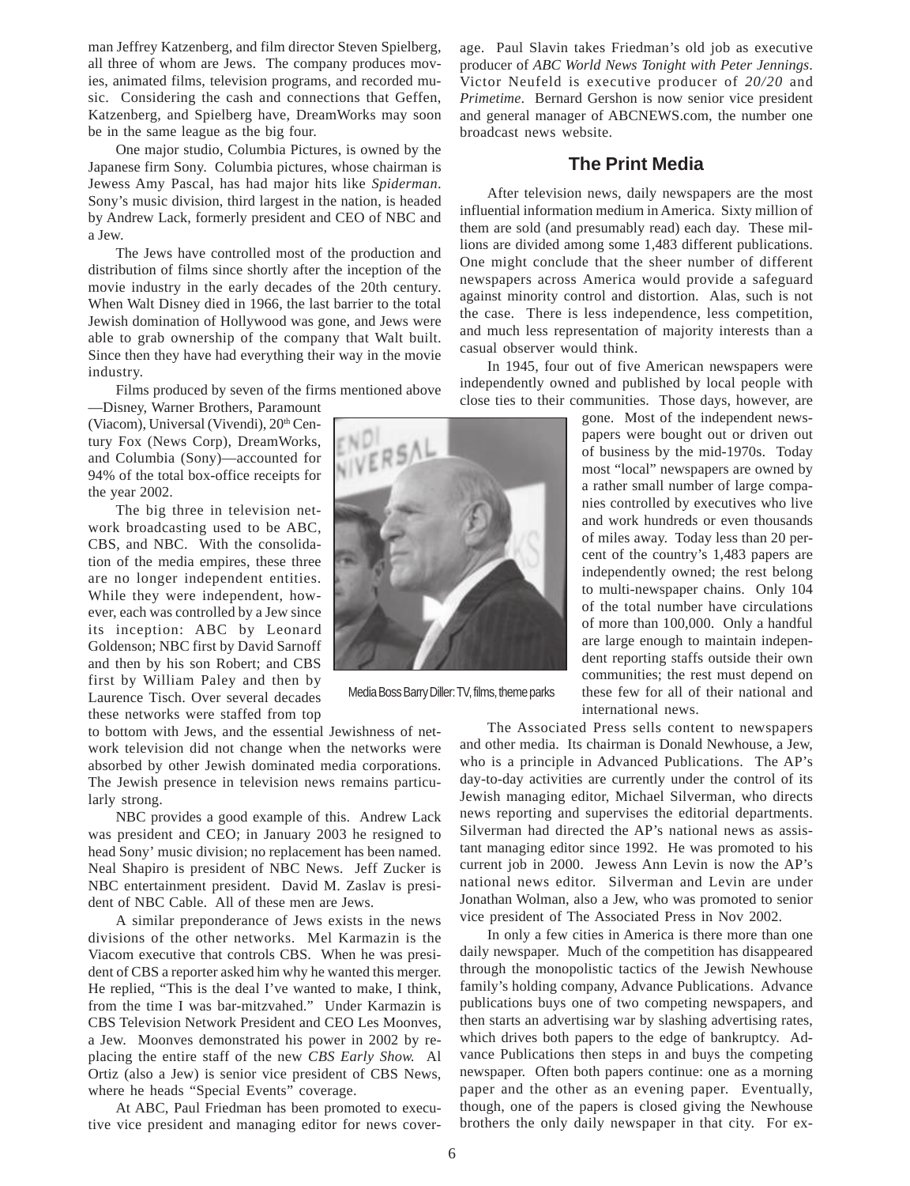man Jeffrey Katzenberg, and film director Steven Spielberg, all three of whom are Jews. The company produces movies, animated films, television programs, and recorded music. Considering the cash and connections that Geffen, Katzenberg, and Spielberg have, DreamWorks may soon be in the same league as the big four.

One major studio, Columbia Pictures, is owned by the Japanese firm Sony. Columbia pictures, whose chairman is Jewess Amy Pascal, has had major hits like *Spiderman*. Sony's music division, third largest in the nation, is headed by Andrew Lack, formerly president and CEO of NBC and a Jew.

The Jews have controlled most of the production and distribution of films since shortly after the inception of the movie industry in the early decades of the 20th century. When Walt Disney died in 1966, the last barrier to the total Jewish domination of Hollywood was gone, and Jews were able to grab ownership of the company that Walt built. Since then they have had everything their way in the movie industry.

Films produced by seven of the firms mentioned above —Disney, Warner Brothers, Paramount (Viacom), Universal (Vivendi), 20th Century Fox (News Corp), DreamWorks, and Columbia (Sony)—accounted for 94% of the total box-office receipts for the year 2002.

The big three in television network broadcasting used to be ABC, CBS, and NBC. With the consolidation of the media empires, these three are no longer independent entities. While they were independent, however, each was controlled by a Jew since its inception: ABC by Leonard Goldenson; NBC first by David Sarnoff and then by his son Robert; and CBS first by William Paley and then by Laurence Tisch. Over several decades these networks were staffed from top to bottom with Jews, and the essential Jewishness of network television did not change when the networks were absorbed by other Jewish dominated media corporations. The Jewish presence in television news remains particularly strong.

Media Boss Barry Diller: TV, films, theme parks

NBC provides a good example of this. Andrew Lack was president and CEO; in January 2003 he resigned to head Sony' music division; no replacement has been named. Neal Shapiro is president of NBC News. Jeff Zucker is NBC entertainment president. David M. Zaslav is president of NBC Cable. All of these men are Jews.

A similar preponderance of Jews exists in the news divisions of the other networks. Mel Karmazin is the Viacom executive that controls CBS. When he was president of CBS a reporter asked him why he wanted this merger. He replied, "This is the deal I've wanted to make, I think, from the time I was bar-mitzvahed." Under Karmazin is CBS Television Network President and CEO Les Moonves, a Jew. Moonves demonstrated his power in 2002 by replacing the entire staff of the new *CBS Early Show.* Al Ortiz (also a Jew) is senior vice president of CBS News, where he heads "Special Events" coverage.

At ABC, Paul Friedman has been promoted to executive vice president and managing editor for news coverage. Paul Slavin takes Friedman's old job as executive producer of *ABC World News Tonight with Peter Jennings*. Victor Neufeld is executive producer of *20/20* and *Primetime*. Bernard Gershon is now senior vice president and general manager of ABCNEWS.com, the number one broadcast news website.

## The Print Media

After television news, daily newspapers are the most influential information medium in America. Sixty million of them are sold (and presumably read) each day. These millions are divided among some 1,483 different publications. One might conclude that the sheer number of different newspapers across America would provide a safeguard against minority control and distortion. Alas, such is not the case. There is less independence, less competition, and much less representation of majority interests than a casual observer would think.

In 1945, four out of five American newspapers were independently owned and published by local people with close ties to their communities. Those days, however, are gone. Most of the independent newspapers were bought out or driven out of business by the mid-1970s. Today most "local" newspapers are owned by a rather small number of large companies controlled by executives who live and work hundreds or even thousands of miles away. Today less than 20 percent of the country's 1,483 papers are independently owned; the rest belong to multi-newspaper chains. Only 104 of the total number have circulations of more than 100,000. Only a handful are large enough to maintain independent reporting staffs outside their own communities; the rest must depend on these few for all of their national and international news.

The Associated Press sells content to newspapers and other media. Its chairman is Donald Newhouse, a Jew, who is a principle in Advanced Publications. The AP's day-to-day activities are currently under the control of its Jewish managing editor, Michael Silverman, who directs news reporting and supervises the editorial departments. Silverman had directed the AP's national news as assistant managing editor since 1992. He was promoted to his current job in 2000. Jewess Ann Levin is now the AP's national news editor. Silverman and Levin are under Jonathan Wolman, also a Jew, who was promoted to senior vice president of The Associated Press in Nov 2002.

In only a few cities in America is there more than one daily newspaper. Much of the competition has disappeared through the monopolistic tactics of the Jewish Newhouse family's holding company, Advance Publications. Advance publications buys one of two competing newspapers, and then starts an advertising war by slashing advertising rates, which drives both papers to the edge of bankruptcy. Advance Publications then steps in and buys the competing newspaper. Often both papers continue: one as a morning paper and the other as an evening paper. Eventually, though, one of the papers is closed giving the Newhouse brothers the only daily newspaper in that city. For ex-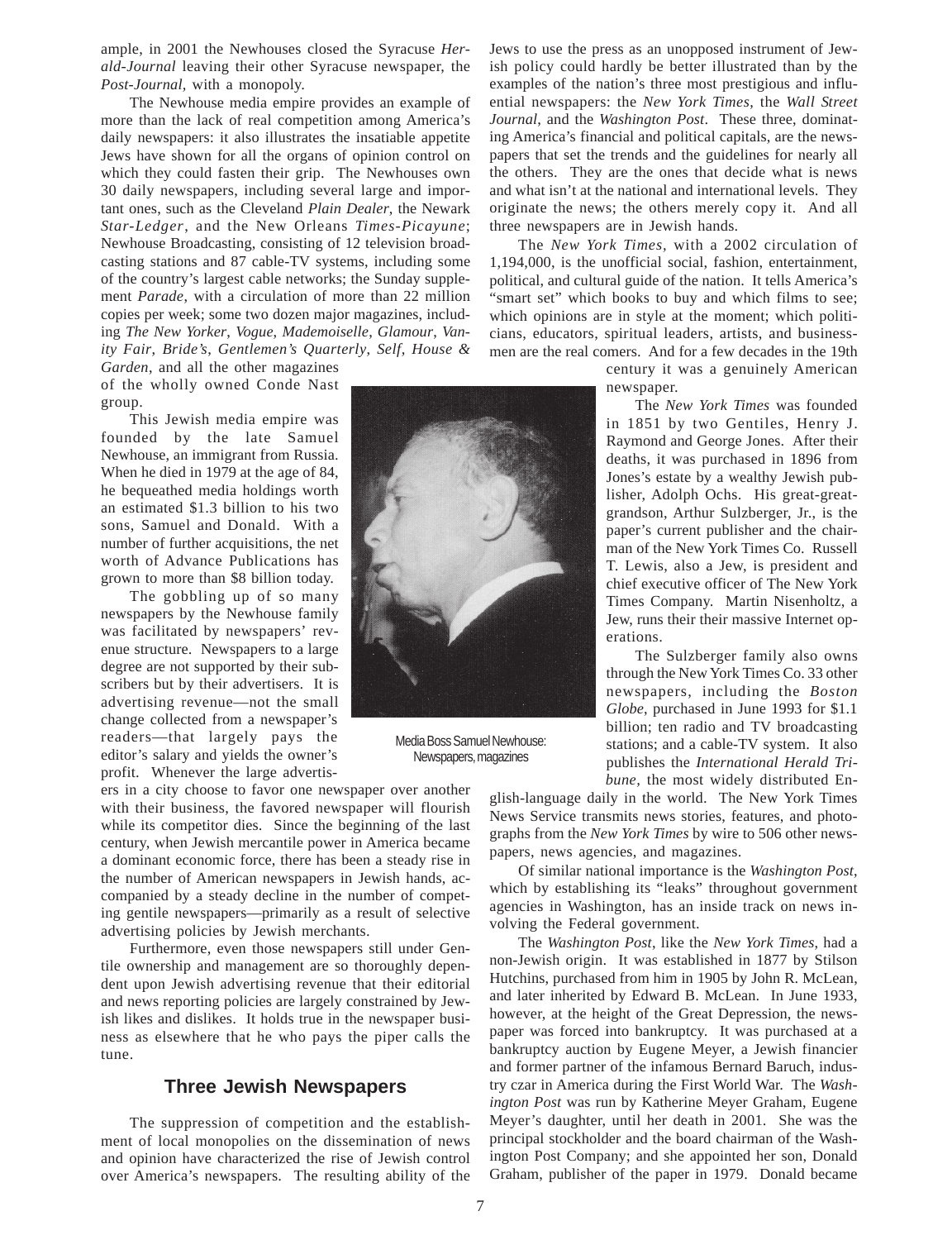ample, in 2001 the Newhouses closed the Syracuse *Herald-Journal* leaving their other Syracuse newspaper, the *Post-Journal*, with a monopoly.

The Newhouse media empire provides an example of more than the lack of real competition among America's daily newspapers: it also illustrates the insatiable appetite Jews have shown for all the organs of opinion control on which they could fasten their grip. The Newhouses own 30 daily newspapers, including several large and important ones, such as the Cleveland *Plain Dealer*, the Newark *Star-Ledger*, and the New Orleans *Times-Picayune*; Newhouse Broadcasting, consisting of 12 television broadcasting stations and 87 cable-TV systems, including some of the country's largest cable networks; the Sunday supplement *Parade*, with a circulation of more than 22 million copies per week; some two dozen major magazines, including *The New Yorker, Vogue, Mademoiselle, Glamour, Vanity Fair, Bride's, Gentlemen's Quarterly, Self, House & Garden*, and all the other magazines of the wholly owned Conde Nast group.

This Jewish media empire was founded by the late Samuel Newhouse, an immigrant from Russia. When he died in 1979 at the age of 84, he bequeathed media holdings worth an estimated $1.3 billion to his two sons, Samuel and Donald. With a number of further acquisitions, the net worth of Advance Publications has grown to more than $8 billion today.

Media Boss Samuel Newhouse: Newspapers, magazines

The gobbling up of so many newspapers by the Newhouse family was facilitated by newspapers' revenue structure. Newspapers to a large degree are not supported by their subscribers but by their advertisers. It is advertising revenue—not the small change collected from a newspaper's readers—that largely pays the editor's salary and yields the owner's profit. Whenever the large advertisers in a city choose to favor one newspaper over another with their business, the favored newspaper will flourish while its competitor dies. Since the beginning of the last century, when Jewish mercantile power in America became a dominant economic force, there has been a steady rise in the number of American newspapers in Jewish hands, accompanied by a steady decline in the number of competing gentile newspapers—primarily as a result of selective advertising policies by Jewish merchants.

Furthermore, even those newspapers still under Gentile ownership and management are so thoroughly dependent upon Jewish advertising revenue that their editorial and news reporting policies are largely constrained by Jewish likes and dislikes. It holds true in the newspaper business as elsewhere that he who pays the piper calls the tune.

## Three Jewish Newspapers

The suppression of competition and the establishment of local monopolies on the dissemination of news and opinion have characterized the rise of Jewish control over America's newspapers. The resulting ability of the Jews to use the press as an unopposed instrument of Jewish policy could hardly be better illustrated than by the examples of the nation's three most prestigious and influential newspapers: the *New York Times*, the *Wall Street Journal*, and the *Washington Post*. These three, dominating America's financial and political capitals, are the newspapers that set the trends and the guidelines for nearly all the others. They are the ones that decide what is news and what isn't at the national and international levels. They originate the news; the others merely copy it. And all three newspapers are in Jewish hands.

The *New York Times*, with a 2002 circulation of 1,194,000, is the unofficial social, fashion, entertainment, political, and cultural guide of the nation. It tells America's "smart set" which books to buy and which films to see; which opinions are in style at the moment; which politicians, educators, spiritual leaders, artists, and businessmen are the real comers. And for a few decades in the 19th century it was a genuinely American newspaper.

The *New York Times* was founded in 1851 by two Gentiles, Henry J. Raymond and George Jones. After their deaths, it was purchased in 1896 from Jones's estate by a wealthy Jewish publisher, Adolph Ochs. His great-great-grandson, Arthur Sulzberger, Jr., is the paper's current publisher and the chairman of the New York Times Co. Russell T. Lewis, also a Jew, is president and chief executive officer of The New York Times Company. Martin Nisenholtz, a Jew, runs their their massive Internet operations.

The Sulzberger family also owns through the New York Times Co. 33 other newspapers, including the *Boston Globe*, purchased in June 1993 for $1.1 billion; ten radio and TV broadcasting stations; and a cable-TV system. It also publishes the *International Herald Tribune*, the most widely distributed English-language daily in the world. The New York Times News Service transmits news stories, features, and photographs from the *New York Times* by wire to 506 other newspapers, news agencies, and magazines.

Of similar national importance is the *Washington Post*, which by establishing its "leaks" throughout government agencies in Washington, has an inside track on news involving the Federal government.

The *Washington Post*, like the *New York Times*, had a non-Jewish origin. It was established in 1877 by Stilson Hutchins, purchased from him in 1905 by John R. McLean, and later inherited by Edward B. McLean. In June 1933, however, at the height of the Great Depression, the newspaper was forced into bankruptcy. It was purchased at a bankruptcy auction by Eugene Meyer, a Jewish financier and former partner of the infamous Bernard Baruch, industry czar in America during the First World War. The *Washington Post* was run by Katherine Meyer Graham, Eugene Meyer's daughter, until her death in 2001. She was the principal stockholder and the board chairman of the Washington Post Company; and she appointed her son, Donald Graham, publisher of the paper in 1979. Donald became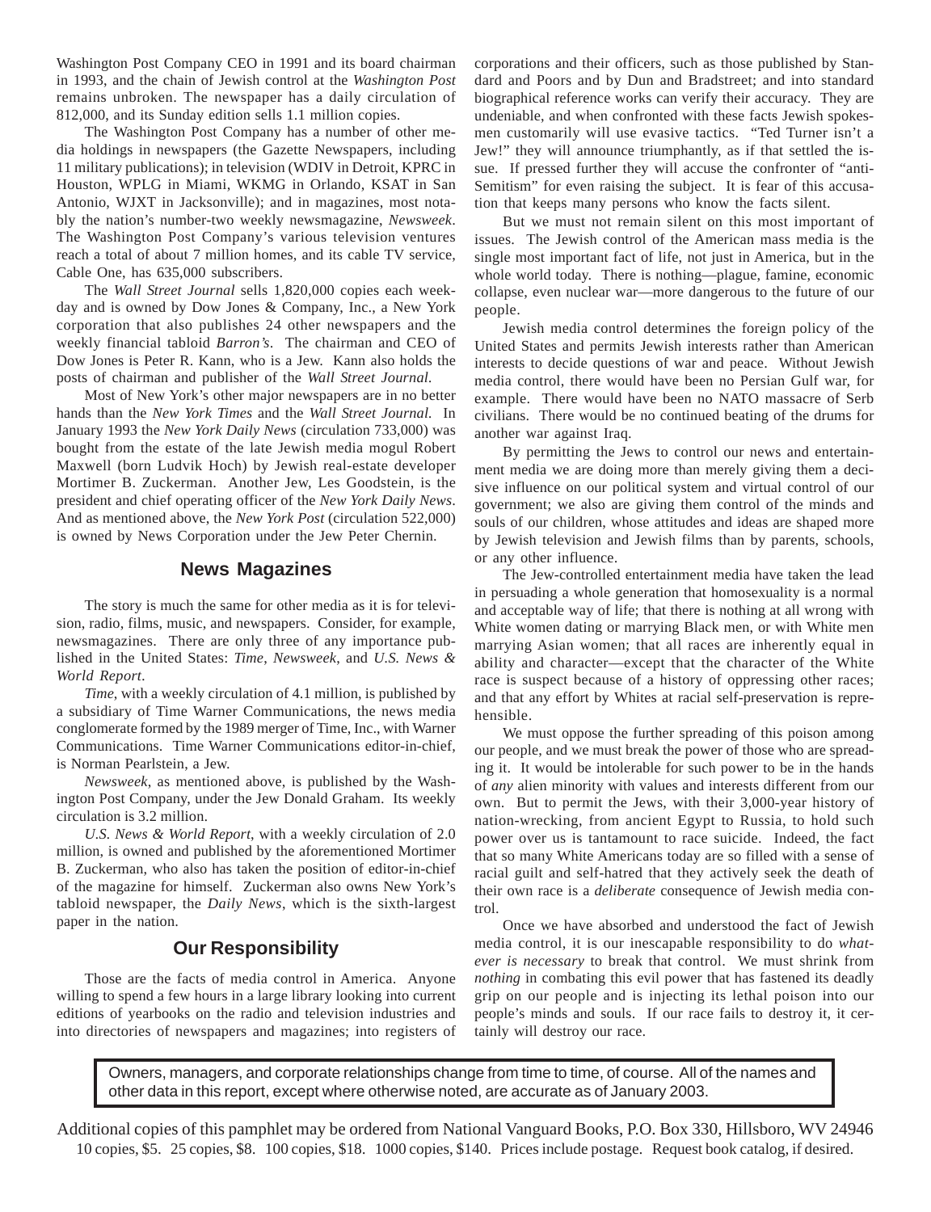Washington Post Company CEO in 1991 and its board chairman in 1993, and the chain of Jewish control at the *Washington Post* remains unbroken. The newspaper has a daily circulation of 812,000, and its Sunday edition sells 1.1 million copies.

The Washington Post Company has a number of other media holdings in newspapers (the Gazette Newspapers, including 11 military publications); in television (WDIV in Detroit, KPRC in Houston, WPLG in Miami, WKMG in Orlando, KSAT in San Antonio, WJXT in Jacksonville); and in magazines, most notably the nation's number-two weekly newsmagazine, *Newsweek*. The Washington Post Company's various television ventures reach a total of about 7 million homes, and its cable TV service, Cable One, has 635,000 subscribers.

The *Wall Street Journal* sells 1,820,000 copies each weekday and is owned by Dow Jones & Company, Inc., a New York corporation that also publishes 24 other newspapers and the weekly financial tabloid *Barron's*. The chairman and CEO of Dow Jones is Peter R. Kann, who is a Jew. Kann also holds the posts of chairman and publisher of the *Wall Street Journal*.

Most of New York's other major newspapers are in no better hands than the *New York Times* and the *Wall Street Journal*. In January 1993 the *New York Daily News* (circulation 733,000) was bought from the estate of the late Jewish media mogul Robert Maxwell (born Ludvik Hoch) by Jewish real-estate developer Mortimer B. Zuckerman. Another Jew, Les Goodstein, is the president and chief operating officer of the *New York Daily News*. And as mentioned above, the *New York Post* (circulation 522,000) is owned by News Corporation under the Jew Peter Chernin.

## News Magazines

The story is much the same for other media as it is for television, radio, films, music, and newspapers. Consider, for example, newsmagazines. There are only three of any importance published in the United States: *Time*, *Newsweek*, and *U.S. News & World Report*.

*Time*, with a weekly circulation of 4.1 million, is published by a subsidiary of Time Warner Communications, the news media conglomerate formed by the 1989 merger of Time, Inc., with Warner Communications. Time Warner Communications editor-in-chief, is Norman Pearlstein, a Jew.

*Newsweek*, as mentioned above, is published by the Washington Post Company, under the Jew Donald Graham. Its weekly circulation is 3.2 million.

*U.S. News & World Report*, with a weekly circulation of 2.0 million, is owned and published by the aforementioned Mortimer B. Zuckerman, who also has taken the position of editor-in-chief of the magazine for himself. Zuckerman also owns New York's tabloid newspaper, the *Daily News*, which is the sixth-largest paper in the nation.

## Our Responsibility

Those are the facts of media control in America. Anyone willing to spend a few hours in a large library looking into current editions of yearbooks on the radio and television industries and into directories of newspapers and magazines; into registers of corporations and their officers, such as those published by Standard and Poors and by Dun and Bradstreet; and into standard biographical reference works can verify their accuracy. They are undeniable, and when confronted with these facts Jewish spokesmen customarily will use evasive tactics. "Ted Turner isn't a Jew!" they will announce triumphantly, as if that settled the issue. If pressed further they will accuse the confronter of "anti-Semitism" for even raising the subject. It is fear of this accusation that keeps many persons who know the facts silent.

But we must not remain silent on this most important of issues. The Jewish control of the American mass media is the single most important fact of life, not just in America, but in the whole world today. There is nothing—plague, famine, economic collapse, even nuclear war—more dangerous to the future of our people.

Jewish media control determines the foreign policy of the United States and permits Jewish interests rather than American interests to decide questions of war and peace. Without Jewish media control, there would have been no Persian Gulf war, for example. There would have been no NATO massacre of Serb civilians. There would be no continued beating of the drums for another war against Iraq.

By permitting the Jews to control our news and entertainment media we are doing more than merely giving them a decisive influence on our political system and virtual control of our government; we also are giving them control of the minds and souls of our children, whose attitudes and ideas are shaped more by Jewish television and Jewish films than by parents, schools, or any other influence.

The Jew-controlled entertainment media have taken the lead in persuading a whole generation that homosexuality is a normal and acceptable way of life; that there is nothing at all wrong with White women dating or marrying Black men, or with White men marrying Asian women; that all races are inherently equal in ability and character—except that the character of the White race is suspect because of a history of oppressing other races; and that any effort by Whites at racial self-preservation is reprehensible.

We must oppose the further spreading of this poison among our people, and we must break the power of those who are spreading it. It would be intolerable for such power to be in the hands of *any* alien minority with values and interests different from our own. But to permit the Jews, with their 3,000-year history of nation-wrecking, from ancient Egypt to Russia, to hold such power over us is tantamount to race suicide. Indeed, the fact that so many White Americans today are so filled with a sense of racial guilt and self-hatred that they actively seek the death of their own race is a *deliberate* consequence of Jewish media control.

Once we have absorbed and understood the fact of Jewish media control, it is our inescapable responsibility to do *whatever is necessary* to break that control. We must shrink from *nothing* in combating this evil power that has fastened its deadly grip on our people and is injecting its lethal poison into our people's minds and souls. If our race fails to destroy it, it certainly will destroy our race.

Owners, managers, and corporate relationships change from time to time, of course. All of the names and other data in this report, except where otherwise noted, are accurate as of January 2003.

Additional copies of this pamphlet may be ordered from National Vanguard Books, P.O. Box 330, Hillsboro, WV 24946
10 copies, $5. 25 copies, $8. 100 copies, $18. 1000 copies, $140. Prices include postage. Request book catalog, if desired.